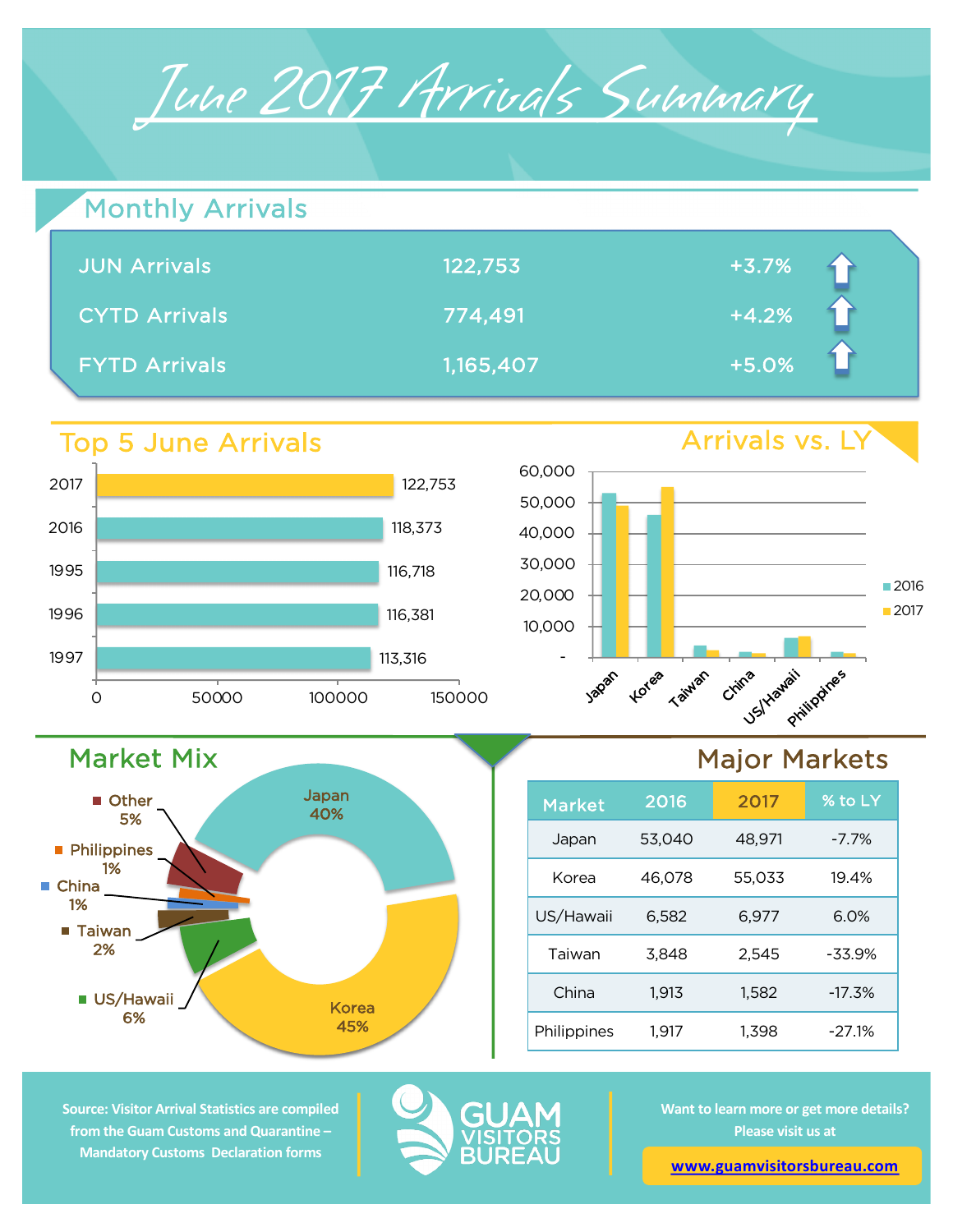# June 2017 Arrivals Summary

## Monthly Arrivals

| | | |
|---|---|---|
| JUN Arrivals | 122,753 | +3.7% |
| CYTD Arrivals | 774,491 | +4.2% |
| FYTD Arrivals | 1,165,407 | +5.0% |

## Top 5 June Arrivals

| Year | Arrivals |
|---|---|
| 2017 | 122,753 |
| 2016 | 118,373 |
| 1995 | 116,718 |
| 1996 | 116,381 |
| 1997 | 113,316 |

## Arrivals vs. LY

## Market Mix

- Japan 40%
- Korea 45%
- US/Hawaii 6%
- Taiwan 2%
- China 1%
- Philippines 1%
- Other 5%

## Major Markets

| Market | 2016 | 2017 | % to LY |
|---|---|---|---|
| Japan | 53,040 | 48,971 | -7.7% |
| Korea | 46,078 | 55,033 | 19.4% |
| US/Hawaii | 6,582 | 6,977 | 6.0% |
| Taiwan | 3,848 | 2,545 | -33.9% |
| China | 1,913 | 1,582 | -17.3% |
| Philippines | 1,917 | 1,398 | -27.1% |

Source: Visitor Arrival Statistics are compiled from the Guam Customs and Quarantine – Mandatory Customs Declaration forms

GUAM VISITORS BUREAU

Want to learn more or get more details? Please visit us at

www.guamvisitorsbureau.com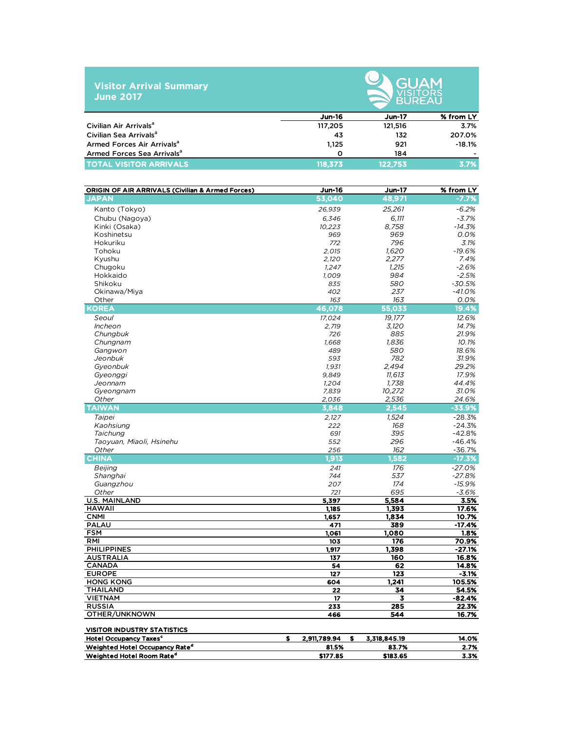## Visitor Arrival Summary
## June 2017

GUAM VISITORS BUREAU

| | Jun-16 | Jun-17 | % from LY |
|---|---|---|---|
| Civilian Air Arrivals[a] | 117,205 | 121,516 | 3.7% |
| Civilian Sea Arrivals[a] | 43 | 132 | 207.0% |
| Armed Forces Air Arrivals[a] | 1,125 | 921 | -18.1% |
| Armed Forces Sea Arrivals[a] | 0 | 184 | - |
| **TOTAL VISITOR ARRIVALS** | **118,373** | **122,753** | **3.7%** |

| ORIGIN OF AIR ARRIVALS (Civilian & Armed Forces) | Jun-16 | Jun-17 | % from LY |
|---|---|---|---|
| **JAPAN** | **53,040** | **48,971** | **-7.7%** |
| Kanto (Tokyo) | 26,939 | 25,261 | -6.2% |
| Chubu (Nagoya) | 6,346 | 6,111 | -3.7% |
| Kinki (Osaka) | 10,223 | 8,758 | -14.3% |
| Koshinetsu | 969 | 969 | 0.0% |
| Hokuriku | 772 | 796 | 3.1% |
| Tohoku | 2,015 | 1,620 | -19.6% |
| Kyushu | 2,120 | 2,277 | 7.4% |
| Chugoku | 1,247 | 1,215 | -2.6% |
| Hokkaido | 1,009 | 984 | -2.5% |
| Shikoku | 835 | 580 | -30.5% |
| Okinawa/Miya | 402 | 237 | -41.0% |
| Other | 163 | 163 | 0.0% |
| **KOREA** | **46,078** | **55,033** | **19.4%** |
| *Seoul* | 17,024 | 19,177 | 12.6% |
| *Incheon* | 2,719 | 3,120 | 14.7% |
| *Chungbuk* | 726 | 885 | 21.9% |
| *Chungnam* | 1,668 | 1,836 | 10.1% |
| *Gangwon* | 489 | 580 | 18.6% |
| *Jeonbuk* | 593 | 782 | 31.9% |
| *Gyeonbuk* | 1,931 | 2,494 | 29.2% |
| *Gyeonggi* | 9,849 | 11,613 | 17.9% |
| *Jeonnam* | 1,204 | 1,738 | 44.4% |
| *Gyeongnam* | 7,839 | 10,272 | 31.0% |
| *Other* | 2,036 | 2,536 | 24.6% |
| **TAIWAN** | **3,848** | **2,545** | **-33.9%** |
| *Taipei* | 2,127 | 1,524 | -28.3% |
| *Kaohsiung* | 222 | 168 | -24.3% |
| *Taichung* | 691 | 395 | -42.8% |
| *Taoyuan, Miaoli, Hsinehu* | 552 | 296 | -46.4% |
| *Other* | 256 | 162 | -36.7% |
| **CHINA** | **1,913** | **1,582** | **-17.3%** |
| *Beijing* | 241 | 176 | -27.0% |
| *Shanghai* | 744 | 537 | -27.8% |
| *Guangzhou* | 207 | 174 | -15.9% |
| *Other* | 721 | 695 | -3.6% |
| **U.S. MAINLAND** | **5,397** | **5,584** | **3.5%** |
| **HAWAII** | **1,185** | **1,393** | **17.6%** |
| **CNMI** | **1,657** | **1,834** | **10.7%** |
| **PALAU** | **471** | **389** | **-17.4%** |
| **FSM** | **1,061** | **1,080** | **1.8%** |
| **RMI** | **103** | **176** | **70.9%** |
| **PHILIPPINES** | **1,917** | **1,398** | **-27.1%** |
| **AUSTRALIA** | **137** | **160** | **16.8%** |
| **CANADA** | **54** | **62** | **14.8%** |
| **EUROPE** | **127** | **123** | **-3.1%** |
| **HONG KONG** | **604** | **1,241** | **105.5%** |
| **THAILAND** | **22** | **34** | **54.5%** |
| **VIETNAM** | **17** | **3** | **-82.4%** |
| **RUSSIA** | **233** | **285** | **22.3%** |
| **OTHER/UNKNOWN** | **466** | **544** | **16.7%** |

| VISITOR INDUSTRY STATISTICS | | | |
|---|---|---|---|
| Hotel Occupancy Taxes[c] | $ 2,911,789.94 | $ 3,318,845.19 | 14.0% |
| Weighted Hotel Occupancy Rate[d] | 81.5% | 83.7% | 2.7% |
| Weighted Hotel Room Rate[d] | $177.85 | $183.65 | 3.3% |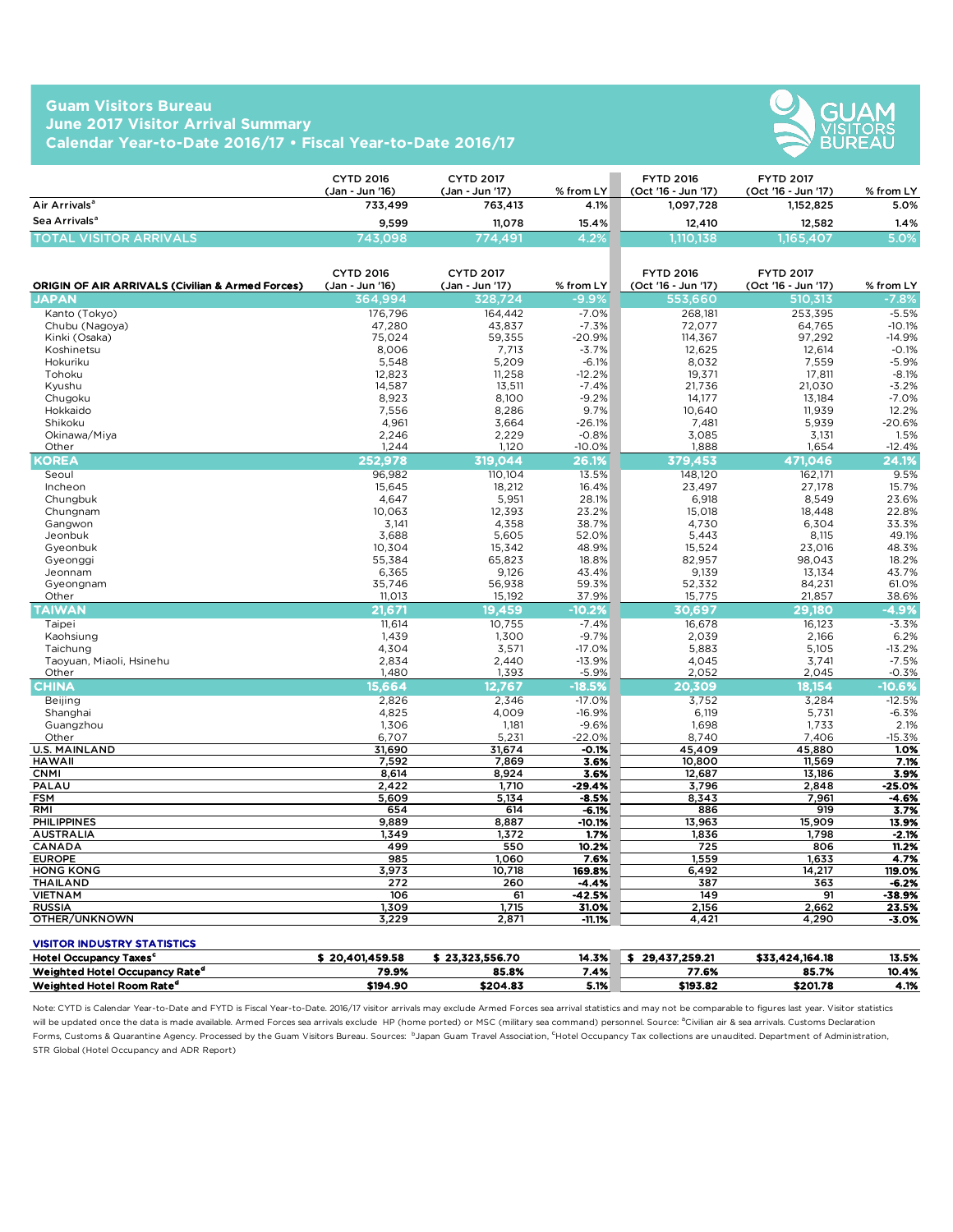# Guam Visitors Bureau
## June 2017 Visitor Arrival Summary
## Calendar Year-to-Date 2016/17 • Fiscal Year-to-Date 2016/17

| | CYTD 2016 (Jan - Jun '16) | CYTD 2017 (Jan - Jun '17) | % from LY | FYTD 2016 (Oct '16 - Jun '17) | FYTD 2017 (Oct '16 - Jun '17) | % from LY |
|---|---|---|---|---|---|---|
| Air Arrivals[a] | 733,499 | 763,413 | 4.1% | 1,097,728 | 1,152,825 | 5.0% |
| Sea Arrivals[a] | 9,599 | 11,078 | 15.4% | 12,410 | 12,582 | 1.4% |
| **TOTAL VISITOR ARRIVALS** | **743,098** | **774,491** | **4.2%** | **1,110,138** | **1,165,407** | **5.0%** |

| ORIGIN OF AIR ARRIVALS (Civilian & Armed Forces) | CYTD 2016 (Jan - Jun '16) | CYTD 2017 (Jan - Jun '17) | % from LY | FYTD 2016 (Oct '16 - Jun '17) | FYTD 2017 (Oct '16 - Jun '17) | % from LY |
|---|---|---|---|---|---|---|
| **JAPAN** | **364,994** | **328,724** | **-9.9%** | **553,660** | **510,313** | **-7.8%** |
| Kanto (Tokyo) | 176,796 | 164,442 | -7.0% | 268,181 | 253,395 | -5.5% |
| Chubu (Nagoya) | 47,280 | 43,837 | -7.3% | 72,077 | 64,765 | -10.1% |
| Kinki (Osaka) | 75,024 | 59,355 | -20.9% | 114,367 | 97,292 | -14.9% |
| Koshinetsu | 8,006 | 7,713 | -3.7% | 12,625 | 12,614 | -0.1% |
| Hokuriku | 5,548 | 5,209 | -6.1% | 8,032 | 7,559 | -5.9% |
| Tohoku | 12,823 | 11,258 | -12.2% | 19,371 | 17,811 | -8.1% |
| Kyushu | 14,587 | 13,511 | -7.4% | 21,736 | 21,030 | -3.2% |
| Chugoku | 8,923 | 8,100 | -9.2% | 14,177 | 13,184 | -7.0% |
| Hokkaido | 7,556 | 8,286 | 9.7% | 10,640 | 11,939 | 12.2% |
| Shikoku | 4,961 | 3,664 | -26.1% | 7,481 | 5,939 | -20.6% |
| Okinawa/Miya | 2,246 | 2,229 | -0.8% | 3,085 | 3,131 | 1.5% |
| Other | 1,244 | 1,120 | -10.0% | 1,888 | 1,654 | -12.4% |
| **KOREA** | **252,978** | **319,044** | **26.1%** | **379,453** | **471,046** | **24.1%** |
| Seoul | 96,982 | 110,104 | 13.5% | 148,120 | 162,171 | 9.5% |
| Incheon | 15,645 | 18,212 | 16.4% | 23,497 | 27,178 | 15.7% |
| Chungbuk | 4,647 | 5,951 | 28.1% | 6,918 | 8,549 | 23.6% |
| Chungnam | 10,063 | 12,393 | 23.2% | 15,018 | 18,448 | 22.8% |
| Gangwon | 3,141 | 4,358 | 38.7% | 4,730 | 6,304 | 33.3% |
| Jeonbuk | 3,688 | 5,605 | 52.0% | 5,443 | 8,115 | 49.1% |
| Gyeonbuk | 10,304 | 15,342 | 48.9% | 15,524 | 23,016 | 48.3% |
| Gyeonggi | 55,384 | 65,823 | 18.8% | 82,957 | 98,043 | 18.2% |
| Jeonnam | 6,365 | 9,126 | 43.4% | 9,139 | 13,134 | 43.7% |
| Gyeongnam | 35,746 | 56,938 | 59.3% | 52,332 | 84,231 | 61.0% |
| Other | 11,013 | 15,192 | 37.9% | 15,775 | 21,857 | 38.6% |
| **TAIWAN** | **21,671** | **19,459** | **-10.2%** | **30,697** | **29,180** | **-4.9%** |
| Taipei | 11,614 | 10,755 | -7.4% | 16,678 | 16,123 | -3.3% |
| Kaohsiung | 1,439 | 1,300 | -9.7% | 2,039 | 2,166 | 6.2% |
| Taichung | 4,304 | 3,571 | -17.0% | 5,883 | 5,105 | -13.2% |
| Taoyuan, Miaoli, Hsinehu | 2,834 | 2,440 | -13.9% | 4,045 | 3,741 | -7.5% |
| Other | 1,480 | 1,393 | -5.9% | 2,052 | 2,045 | -0.3% |
| **CHINA** | **15,664** | **12,767** | **-18.5%** | **20,309** | **18,154** | **-10.6%** |
| Beijing | 2,826 | 2,346 | -17.0% | 3,752 | 3,284 | -12.5% |
| Shanghai | 4,825 | 4,009 | -16.9% | 6,119 | 5,731 | -6.3% |
| Guangzhou | 1,306 | 1,181 | -9.6% | 1,698 | 1,733 | 2.1% |
| Other | 6,707 | 5,231 | -22.0% | 8,740 | 7,406 | -15.3% |
| U.S. MAINLAND | 31,690 | 31,674 | **-0.1%** | 45,409 | 45,880 | **1.0%** |
| HAWAII | 7,592 | 7,869 | **3.6%** | 10,800 | 11,569 | **7.1%** |
| CNMI | 8,614 | 8,924 | **3.6%** | 12,687 | 13,186 | **3.9%** |
| PALAU | 2,422 | 1,710 | **-29.4%** | 3,796 | 2,848 | **-25.0%** |
| FSM | 5,609 | 5,134 | **-8.5%** | 8,343 | 7,961 | **-4.6%** |
| RMI | 654 | 614 | **-6.1%** | 886 | 919 | **3.7%** |
| PHILIPPINES | 9,889 | 8,887 | **-10.1%** | 13,963 | 15,909 | **13.9%** |
| AUSTRALIA | 1,349 | 1,372 | **1.7%** | 1,836 | 1,798 | **-2.1%** |
| CANADA | 499 | 550 | **10.2%** | 725 | 806 | **11.2%** |
| EUROPE | 985 | 1,060 | **7.6%** | 1,559 | 1,633 | **4.7%** |
| HONG KONG | 3,973 | 10,718 | **169.8%** | 6,492 | 14,217 | **119.0%** |
| THAILAND | 272 | 260 | **-4.4%** | 387 | 363 | **-6.2%** |
| VIETNAM | 106 | 61 | **-42.5%** | 149 | 91 | **-38.9%** |
| RUSSIA | 1,309 | 1,715 | **31.0%** | 2,156 | 2,662 | **23.5%** |
| OTHER/UNKNOWN | 3,229 | 2,871 | **-11.1%** | 4,421 | 4,290 | **-3.0%** |

**VISITOR INDUSTRY STATISTICS**

| | CYTD 2016 | CYTD 2017 | % from LY | FYTD 2016 | FYTD 2017 | % from LY |
|---|---|---|---|---|---|---|
| **Hotel Occupancy Taxes[c]** | **$ 20,401,459.58** | **$ 23,323,556.70** | **14.3%** | **$ 29,437,259.21** | **$33,424,164.18** | **13.5%** |
| **Weighted Hotel Occupancy Rate[d]** | **79.9%** | **85.8%** | **7.4%** | **77.6%** | **85.7%** | **10.4%** |
| **Weighted Hotel Room Rate[d]** | **$194.90** | **$204.83** | **5.1%** | **$193.82** | **$201.78** | **4.1%** |

Note: CYTD is Calendar Year-to-Date and FYTD is Fiscal Year-to-Date. 2016/17 visitor arrivals may exclude Armed Forces sea arrival statistics and may not be comparable to figures last year. Visitor statistics will be updated once the data is made available. Armed Forces sea arrivals exclude HP (home ported) or MSC (military sea command) personnel. Source: [a]Civilian air & sea arrivals. Customs Declaration Forms, Customs & Quarantine Agency. Processed by the Guam Visitors Bureau. Sources: [b]Japan Guam Travel Association, [c]Hotel Occupancy Tax collections are unaudited. Department of Administration, STR Global (Hotel Occupancy and ADR Report)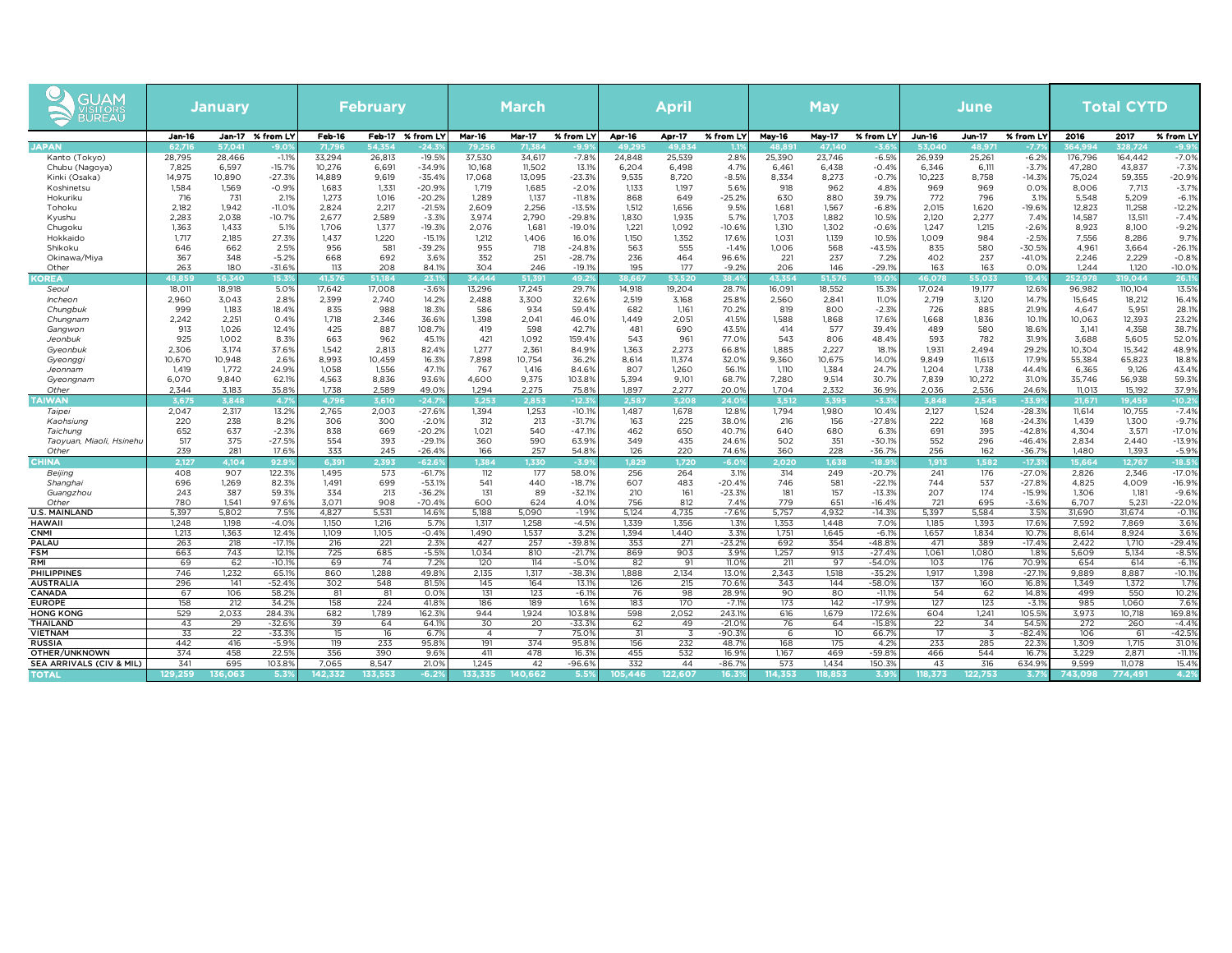| GUAM VISITORS BUREAU | January | | | February | | | March | | | April | | | May | | | June | | | Total CYTD | | |
|---|---|---|---|---|---|---|---|---|---|---|---|---|---|---|---|---|---|---|---|---|---|
| | Jan-16 | Jan-17 | % from LY | Feb-16 | Feb-17 | % from LY | Mar-16 | Mar-17 | % from LY | Apr-16 | Apr-17 | % from LY | May-16 | May-17 | % from LY | Jun-16 | Jun-17 | % from LY | 2016 | 2017 | % from LY |
| **JAPAN** | 62,716 | 57,041 | -9.0% | 71,796 | 54,354 | -24.3% | 79,256 | 71,384 | -9.9% | 49,295 | 49,834 | 1.1% | 48,891 | 47,140 | -3.6% | 53,040 | 48,971 | -7.7% | 364,994 | 328,724 | -9.9% |
| Kanto (Tokyo) | 28,795 | 28,466 | -1.1% | 33,294 | 26,813 | -19.5% | 37,530 | 34,617 | -7.8% | 24,848 | 25,539 | 2.8% | 25,390 | 23,746 | -6.5% | 26,939 | 25,261 | -6.2% | 176,796 | 164,442 | -7.0% |
| Chubu (Nagoya) | 7,825 | 6,597 | -15.7% | 10,276 | 6,691 | -34.9% | 10,168 | 11,502 | 13.1% | 6,204 | 6,498 | 4.7% | 6,461 | 6,438 | -0.4% | 6,346 | 6,111 | -3.7% | 47,280 | 43,837 | -7.3% |
| Kinki (Osaka) | 14,975 | 10,890 | -27.3% | 14,889 | 9,619 | -35.4% | 17,068 | 13,095 | -23.3% | 9,535 | 8,720 | -8.5% | 8,334 | 8,273 | -0.7% | 10,223 | 8,758 | -14.3% | 75,024 | 59,355 | -20.9% |
| Koshinetsu | 1,584 | 1,569 | -0.9% | 1,683 | 1,331 | -20.9% | 1,719 | 1,685 | -2.0% | 1,133 | 1,197 | 5.6% | 918 | 962 | 4.8% | 969 | 969 | 0.0% | 8,006 | 7,713 | -3.7% |
| Hokuriku | 716 | 731 | 2.1% | 1,273 | 1,016 | -20.2% | 1,289 | 1,137 | -11.8% | 868 | 649 | -25.2% | 630 | 880 | 39.7% | 772 | 796 | 3.1% | 5,548 | 5,209 | -6.1% |
| Tohoku | 2,182 | 1,942 | -11.0% | 2,824 | 2,217 | -21.5% | 2,609 | 2,256 | -13.5% | 1,512 | 1,656 | 9.5% | 1,681 | 1,567 | -6.8% | 2,015 | 1,620 | -19.6% | 12,823 | 11,258 | -12.2% |
| Kyushu | 2,283 | 2,038 | -10.7% | 2,677 | 2,589 | -3.3% | 3,974 | 2,790 | -29.8% | 1,830 | 1,935 | 5.7% | 1,703 | 1,882 | 10.5% | 2,120 | 2,277 | 7.4% | 14,587 | 13,511 | -7.4% |
| Chugoku | 1,363 | 1,433 | 5.1% | 1,706 | 1,377 | -19.3% | 2,076 | 1,681 | -19.0% | 1,221 | 1,092 | -10.6% | 1,310 | 1,302 | -0.6% | 1,247 | 1,215 | -2.6% | 8,923 | 8,100 | -9.2% |
| Hokkaido | 1,717 | 2,185 | 27.3% | 1,437 | 1,220 | -15.1% | 1,212 | 1,406 | 16.0% | 1,150 | 1,352 | 17.6% | 1,031 | 1,139 | 10.5% | 1,009 | 984 | -2.5% | 7,556 | 8,286 | 9.7% |
| Shikoku | 646 | 662 | 2.5% | 956 | 581 | -39.2% | 955 | 718 | -24.8% | 563 | 555 | -1.4% | 1,006 | 568 | -43.5% | 835 | 580 | -30.5% | 4,961 | 3,664 | -26.1% |
| Okinawa/Miya | 367 | 348 | -5.2% | 668 | 692 | 3.6% | 352 | 251 | -28.7% | 236 | 464 | 96.6% | 221 | 237 | 7.2% | 402 | 237 | -41.0% | 2,246 | 2,229 | -0.8% |
| Other | 263 | 180 | -31.6% | 113 | 208 | 84.1% | 304 | 246 | -19.1% | 195 | 177 | -9.2% | 206 | 146 | -29.1% | 163 | 163 | 0.0% | 1,244 | 1,120 | -10.0% |
| **KOREA** | 48,859 | 56,340 | 15.3% | 41,576 | 51,184 | 23.1% | 34,444 | 51,391 | 49.2% | 38,667 | 53,520 | 38.4% | 43,354 | 51,576 | 19.0% | 46,078 | 55,033 | 19.4% | 252,978 | 319,044 | 26.1% |
| *Seoul* | 18,011 | 18,918 | 5.0% | 17,642 | 17,008 | -3.6% | 13,296 | 17,245 | 29.7% | 14,918 | 19,204 | 28.7% | 16,091 | 18,552 | 15.3% | 17,024 | 19,177 | 12.6% | 96,982 | 110,104 | 13.5% |
| *Incheon* | 2,960 | 3,043 | 2.8% | 2,399 | 2,740 | 14.2% | 2,488 | 3,300 | 32.6% | 2,519 | 3,168 | 25.8% | 2,560 | 2,841 | 11.0% | 2,719 | 3,120 | 14.7% | 15,645 | 18,212 | 16.4% |
| *Chungbuk* | 999 | 1,183 | 18.4% | 835 | 988 | 18.3% | 586 | 934 | 59.4% | 682 | 1,161 | 70.2% | 819 | 800 | -2.3% | 726 | 885 | 21.9% | 4,647 | 5,951 | 28.1% |
| *Chungnam* | 2,242 | 2,251 | 0.4% | 1,718 | 2,346 | 36.6% | 1,398 | 2,041 | 46.0% | 1,449 | 2,051 | 41.5% | 1,588 | 1,868 | 17.6% | 1,668 | 1,836 | 10.1% | 10,063 | 12,393 | 23.2% |
| *Gangwon* | 913 | 1,026 | 12.4% | 425 | 887 | 108.7% | 419 | 598 | 42.7% | 481 | 690 | 43.5% | 414 | 577 | 39.4% | 489 | 580 | 18.6% | 3,141 | 4,358 | 38.7% |
| *Jeonbuk* | 925 | 1,002 | 8.3% | 663 | 962 | 45.1% | 421 | 1,092 | 159.4% | 543 | 961 | 77.0% | 543 | 806 | 48.4% | 593 | 782 | 31.9% | 3,688 | 5,605 | 52.0% |
| *Gyeonbuk* | 2,306 | 3,174 | 37.6% | 1,542 | 2,813 | 82.4% | 1,277 | 2,361 | 84.9% | 1,363 | 2,273 | 66.8% | 1,885 | 2,227 | 18.1% | 1,931 | 2,494 | 29.2% | 10,304 | 15,342 | 48.9% |
| *Gyeonggi* | 10,670 | 10,948 | 2.6% | 8,993 | 10,459 | 16.3% | 7,898 | 10,754 | 36.2% | 8,614 | 11,374 | 32.0% | 9,360 | 10,675 | 14.0% | 9,849 | 11,613 | 17.9% | 55,384 | 65,823 | 18.8% |
| *Jeonnam* | 1,419 | 1,772 | 24.9% | 1,058 | 1,556 | 47.1% | 767 | 1,416 | 84.6% | 807 | 1,260 | 56.1% | 1,110 | 1,384 | 24.7% | 1,204 | 1,738 | 44.4% | 6,365 | 9,126 | 43.4% |
| *Gyeongnam* | 6,070 | 9,840 | 62.1% | 4,563 | 8,836 | 93.6% | 4,600 | 9,375 | 103.8% | 5,394 | 9,101 | 68.7% | 7,280 | 9,514 | 30.7% | 7,839 | 10,272 | 31.0% | 35,746 | 56,938 | 59.3% |
| *Other* | 2,344 | 3,183 | 35.8% | 1,738 | 2,589 | 49.0% | 1,294 | 2,275 | 75.8% | 1,897 | 2,277 | 20.0% | 1,704 | 2,332 | 36.9% | 2,036 | 2,536 | 24.6% | 11,013 | 15,192 | 37.9% |
| **TAIWAN** | 3,675 | 3,848 | 4.7% | 4,796 | 3,610 | -24.7% | 3,253 | 2,853 | -12.3% | 2,587 | 3,208 | 24.0% | 3,512 | 3,395 | -3.3% | 3,848 | 2,545 | -33.9% | 21,671 | 19,459 | -10.2% |
| *Taipei* | 2,047 | 2,317 | 13.2% | 2,765 | 2,003 | -27.6% | 1,394 | 1,253 | -10.1% | 1,487 | 1,678 | 12.8% | 1,794 | 1,980 | 10.4% | 2,127 | 1,524 | -28.3% | 11,614 | 10,755 | -7.4% |
| *Kaohsiung* | 220 | 238 | 8.2% | 306 | 300 | -2.0% | 312 | 213 | -31.7% | 163 | 225 | 38.0% | 216 | 156 | -27.8% | 222 | 168 | -24.3% | 1,439 | 1,300 | -9.7% |
| *Taichung* | 652 | 637 | -2.3% | 838 | 669 | -20.2% | 1,021 | 540 | -47.1% | 462 | 650 | 40.7% | 640 | 680 | 6.3% | 691 | 395 | -42.8% | 4,304 | 3,571 | -17.0% |
| *Taoyuan, Miaoli, Hsinehu* | 517 | 375 | -27.5% | 554 | 393 | -29.1% | 360 | 590 | 63.9% | 349 | 435 | 24.6% | 502 | 351 | -30.1% | 552 | 296 | -46.4% | 2,834 | 2,440 | -13.9% |
| *Other* | 239 | 281 | 17.6% | 333 | 245 | -26.4% | 166 | 257 | 54.8% | 126 | 220 | 74.6% | 360 | 228 | -36.7% | 256 | 162 | -36.7% | 1,480 | 1,393 | -5.9% |
| **CHINA** | 2,127 | 4,104 | 92.9% | 6,391 | 2,393 | -62.6% | 1,384 | 1,330 | -3.9% | 1,829 | 1,720 | -6.0% | 2,020 | 1,638 | -18.9% | 1,913 | 1,582 | -17.3% | 15,664 | 12,767 | -18.5% |
| *Beijing* | 408 | 907 | 122.3% | 1,495 | 573 | -61.7% | 112 | 177 | 58.0% | 256 | 264 | 3.1% | 314 | 249 | -20.7% | 241 | 176 | -27.0% | 2,826 | 2,346 | -17.0% |
| *Shanghai* | 696 | 1,269 | 82.3% | 1,491 | 699 | -53.1% | 541 | 440 | -18.7% | 607 | 483 | -20.4% | 746 | 581 | -22.1% | 744 | 537 | -27.8% | 4,825 | 4,009 | -16.9% |
| *Guangzhou* | 243 | 387 | 59.3% | 334 | 213 | -36.2% | 131 | 89 | -32.1% | 210 | 161 | -23.3% | 181 | 157 | -13.3% | 207 | 174 | -15.9% | 1,306 | 1,181 | -9.6% |
| *Other* | 780 | 1,541 | 97.6% | 3,071 | 908 | -70.4% | 600 | 624 | 4.0% | 756 | 812 | 7.4% | 779 | 651 | -16.4% | 721 | 695 | -3.6% | 6,707 | 5,231 | -22.0% |
| **U.S. MAINLAND** | 5,397 | 5,802 | 7.5% | 4,827 | 5,531 | 14.6% | 5,188 | 5,090 | -1.9% | 5,124 | 4,735 | -7.6% | 5,757 | 4,932 | -14.3% | 5,397 | 5,584 | 3.5% | 31,690 | 31,674 | -0.1% |
| **HAWAII** | 1,248 | 1,198 | -4.0% | 1,150 | 1,216 | 5.7% | 1,317 | 1,258 | -4.5% | 1,339 | 1,356 | 1.3% | 1,353 | 1,448 | 7.0% | 1,185 | 1,393 | 17.6% | 7,592 | 7,869 | 3.6% |
| **CNMI** | 1,213 | 1,363 | 12.4% | 1,109 | 1,105 | -0.4% | 1,490 | 1,537 | 3.2% | 1,394 | 1,440 | 3.3% | 1,751 | 1,645 | -6.1% | 1,657 | 1,834 | 10.7% | 8,614 | 8,924 | 3.6% |
| **PALAU** | 263 | 218 | -17.1% | 216 | 221 | 2.3% | 427 | 257 | -39.8% | 353 | 271 | -23.2% | 692 | 354 | -48.8% | 471 | 389 | -17.4% | 2,422 | 1,710 | -29.4% |
| **FSM** | 663 | 743 | 12.1% | 725 | 685 | -5.5% | 1,034 | 810 | -21.7% | 869 | 903 | 3.9% | 1,257 | 913 | -27.4% | 1,061 | 1,080 | 1.8% | 5,609 | 5,134 | -8.5% |
| **RMI** | 69 | 62 | -10.1% | 69 | 74 | 7.2% | 120 | 114 | -5.0% | 82 | 91 | 11.0% | 211 | 97 | -54.0% | 103 | 176 | 70.9% | 654 | 614 | -6.1% |
| **PHILIPPINES** | 746 | 1,232 | 65.1% | 860 | 1,288 | 49.8% | 2,135 | 1,317 | -38.3% | 1,888 | 2,134 | 13.0% | 2,343 | 1,518 | -35.2% | 1,917 | 1,398 | -27.1% | 9,889 | 8,887 | -10.1% |
| **AUSTRALIA** | 296 | 141 | -52.4% | 302 | 548 | 81.5% | 145 | 164 | 13.1% | 126 | 215 | 70.6% | 343 | 144 | -58.0% | 137 | 160 | 16.8% | 1,349 | 1,372 | 1.7% |
| **CANADA** | 67 | 106 | 58.2% | 81 | 81 | 0.0% | 131 | 123 | -6.1% | 76 | 98 | 28.9% | 90 | 80 | -11.1% | 54 | 62 | 14.8% | 499 | 550 | 10.2% |
| **EUROPE** | 158 | 212 | 34.2% | 158 | 224 | 41.8% | 186 | 189 | 1.6% | 183 | 170 | -7.1% | 173 | 142 | -17.9% | 127 | 123 | -3.1% | 985 | 1,060 | 7.6% |
| **HONG KONG** | 529 | 2,033 | 284.3% | 682 | 1,789 | 162.3% | 944 | 1,924 | 103.8% | 598 | 2,052 | 243.1% | 616 | 1,679 | 172.6% | 604 | 1,241 | 105.5% | 3,973 | 10,718 | 169.8% |
| **THAILAND** | 43 | 29 | -32.6% | 39 | 64 | 64.1% | 30 | 20 | -33.3% | 62 | 49 | -21.0% | 76 | 64 | -15.8% | 22 | 34 | 54.5% | 272 | 260 | -4.4% |
| **VIETNAM** | 33 | 22 | -33.3% | 15 | 16 | 6.7% | 4 | 7 | 75.0% | 31 | 3 | -90.3% | 6 | 10 | 66.7% | 17 | 3 | -82.4% | 106 | 61 | -42.5% |
| **RUSSIA** | 442 | 416 | -5.9% | 119 | 233 | 95.8% | 191 | 374 | 95.8% | 156 | 232 | 48.7% | 168 | 175 | 4.2% | 233 | 285 | 22.3% | 1,309 | 1,715 | 31.0% |
| **OTHER/UNKNOWN** | 374 | 458 | 22.5% | 356 | 390 | 9.6% | 411 | 478 | 16.3% | 455 | 532 | 16.9% | 1,167 | 469 | -59.8% | 466 | 544 | 16.7% | 3,229 | 2,871 | -11.1% |
| **SEA ARRIVALS (CIV & MIL)** | 341 | 695 | 103.8% | 7,065 | 8,547 | 21.0% | 1,245 | 42 | -96.6% | 332 | 44 | -86.7% | 573 | 1,434 | 150.3% | 43 | 316 | 634.9% | 9,599 | 11,078 | 15.4% |
| **TOTAL** | 129,259 | 136,063 | 5.3% | 142,332 | 133,553 | -6.2% | 133,335 | 140,662 | 5.5% | 105,446 | 122,607 | 16.3% | 114,353 | 118,853 | 3.9% | 118,373 | 122,753 | 3.7% | 743,098 | 774,491 | 4.2% |